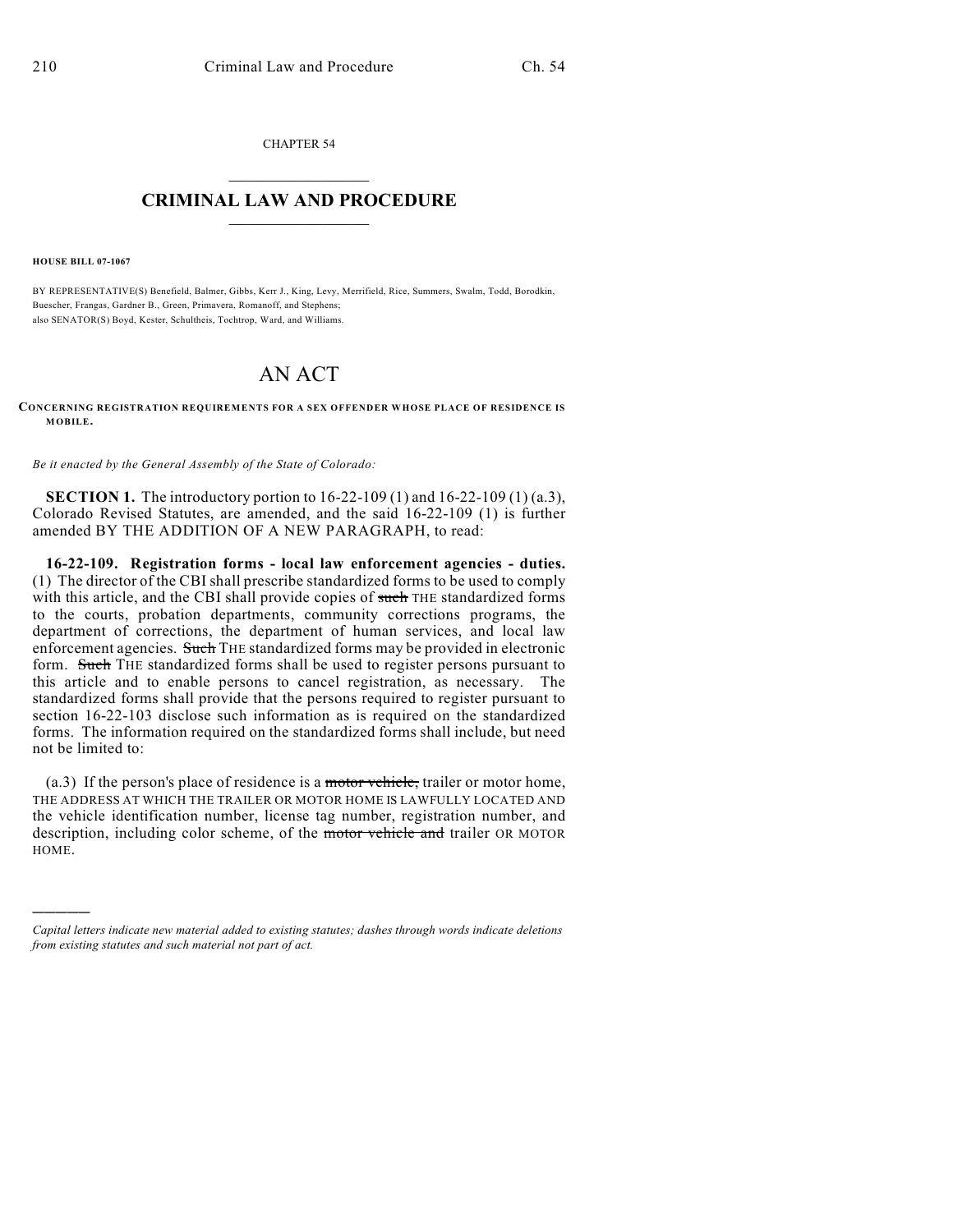CHAPTER 54

# CRIMINAL LAW AND PROCEDURE

**HOUSE BILL 07-1067**

BY REPRESENTATIVE(S) Benefield, Balmer, Gibbs, Kerr J., King, Levy, Merrifield, Rice, Summers, Swalm, Todd, Borodkin, Buescher, Frangas, Gardner B., Green, Primavera, Romanoff, and Stephens;
also SENATOR(S) Boyd, Kester, Schultheis, Tochtrop, Ward, and Williams.

# AN ACT

**CONCERNING REGISTRATION REQUIREMENTS FOR A SEX OFFENDER WHOSE PLACE OF RESIDENCE IS MOBILE.**

*Be it enacted by the General Assembly of the State of Colorado:*

**SECTION 1.** The introductory portion to 16-22-109 (1) and 16-22-109 (1) (a.3), Colorado Revised Statutes, are amended, and the said 16-22-109 (1) is further amended BY THE ADDITION OF A NEW PARAGRAPH, to read:

**16-22-109. Registration forms - local law enforcement agencies - duties.** (1) The director of the CBI shall prescribe standardized forms to be used to comply with this article, and the CBI shall provide copies of ~~such~~ THE standardized forms to the courts, probation departments, community corrections programs, the department of corrections, the department of human services, and local law enforcement agencies. ~~Such~~ THE standardized forms may be provided in electronic form. ~~Such~~ THE standardized forms shall be used to register persons pursuant to this article and to enable persons to cancel registration, as necessary. The standardized forms shall provide that the persons required to register pursuant to section 16-22-103 disclose such information as is required on the standardized forms. The information required on the standardized forms shall include, but need not be limited to:

(a.3) If the person's place of residence is a ~~motor vehicle,~~ trailer or motor home, THE ADDRESS AT WHICH THE TRAILER OR MOTOR HOME IS LAWFULLY LOCATED AND the vehicle identification number, license tag number, registration number, and description, including color scheme, of the ~~motor vehicle and~~ trailer OR MOTOR HOME.

*Capital letters indicate new material added to existing statutes; dashes through words indicate deletions from existing statutes and such material not part of act.*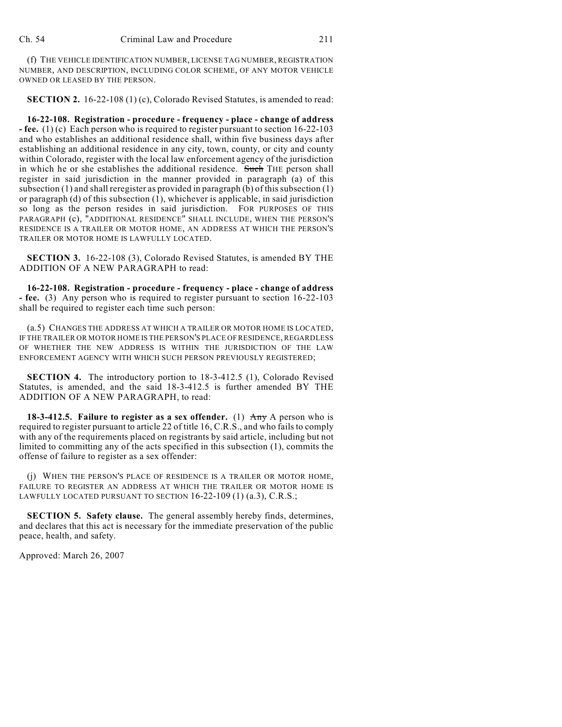(f) THE VEHICLE IDENTIFICATION NUMBER, LICENSE TAG NUMBER, REGISTRATION NUMBER, AND DESCRIPTION, INCLUDING COLOR SCHEME, OF ANY MOTOR VEHICLE OWNED OR LEASED BY THE PERSON.

**SECTION 2.** 16-22-108 (1) (c), Colorado Revised Statutes, is amended to read:

**16-22-108. Registration - procedure - frequency - place - change of address - fee.** (1) (c) Each person who is required to register pursuant to section 16-22-103 and who establishes an additional residence shall, within five business days after establishing an additional residence in any city, town, county, or city and county within Colorado, register with the local law enforcement agency of the jurisdiction in which he or she establishes the additional residence. ~~Such~~ THE person shall register in said jurisdiction in the manner provided in paragraph (a) of this subsection (1) and shall reregister as provided in paragraph (b) of this subsection (1) or paragraph (d) of this subsection (1), whichever is applicable, in said jurisdiction so long as the person resides in said jurisdiction. FOR PURPOSES OF THIS PARAGRAPH (c), "ADDITIONAL RESIDENCE" SHALL INCLUDE, WHEN THE PERSON'S RESIDENCE IS A TRAILER OR MOTOR HOME, AN ADDRESS AT WHICH THE PERSON'S TRAILER OR MOTOR HOME IS LAWFULLY LOCATED.

**SECTION 3.** 16-22-108 (3), Colorado Revised Statutes, is amended BY THE ADDITION OF A NEW PARAGRAPH to read:

**16-22-108. Registration - procedure - frequency - place - change of address - fee.** (3) Any person who is required to register pursuant to section 16-22-103 shall be required to register each time such person:

(a.5) CHANGES THE ADDRESS AT WHICH A TRAILER OR MOTOR HOME IS LOCATED, IF THE TRAILER OR MOTOR HOME IS THE PERSON'S PLACE OF RESIDENCE, REGARDLESS OF WHETHER THE NEW ADDRESS IS WITHIN THE JURISDICTION OF THE LAW ENFORCEMENT AGENCY WITH WHICH SUCH PERSON PREVIOUSLY REGISTERED;

**SECTION 4.** The introductory portion to 18-3-412.5 (1), Colorado Revised Statutes, is amended, and the said 18-3-412.5 is further amended BY THE ADDITION OF A NEW PARAGRAPH, to read:

**18-3-412.5. Failure to register as a sex offender.** (1) ~~Any~~ A person who is required to register pursuant to article 22 of title 16, C.R.S., and who fails to comply with any of the requirements placed on registrants by said article, including but not limited to committing any of the acts specified in this subsection (1), commits the offense of failure to register as a sex offender:

(j) WHEN THE PERSON'S PLACE OF RESIDENCE IS A TRAILER OR MOTOR HOME, FAILURE TO REGISTER AN ADDRESS AT WHICH THE TRAILER OR MOTOR HOME IS LAWFULLY LOCATED PURSUANT TO SECTION 16-22-109 (1) (a.3), C.R.S.;

**SECTION 5. Safety clause.** The general assembly hereby finds, determines, and declares that this act is necessary for the immediate preservation of the public peace, health, and safety.

Approved: March 26, 2007